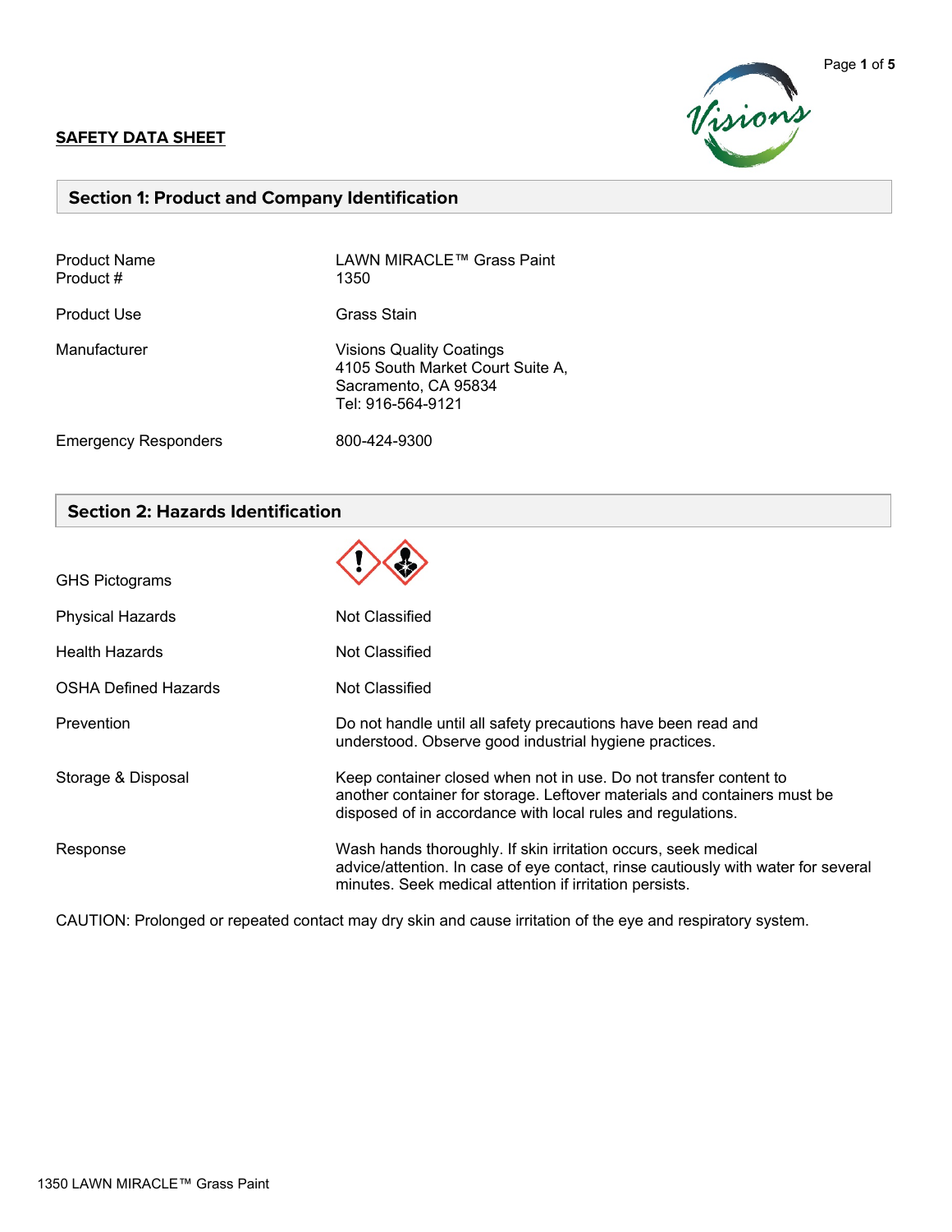## SAFETY DATA SHEET

## Section 1: Product and Company Identification

| | |
|---|---|
| Product Name | LAWN MIRACLE™ Grass Paint |
| Product # | 1350 |
| Product Use | Grass Stain |
| Manufacturer | Visions Quality Coatings<br>4105 South Market Court Suite A,<br>Sacramento, CA 95834<br>Tel: 916-564-9121 |
| Emergency Responders | 800-424-9300 |

## Section 2: Hazards Identification

| | |
|---|---|
| GHS Pictograms | |
| Physical Hazards | Not Classified |
| Health Hazards | Not Classified |
| OSHA Defined Hazards | Not Classified |
| Prevention | Do not handle until all safety precautions have been read and understood. Observe good industrial hygiene practices. |
| Storage & Disposal | Keep container closed when not in use. Do not transfer content to another container for storage. Leftover materials and containers must be disposed of in accordance with local rules and regulations. |
| Response | Wash hands thoroughly. If skin irritation occurs, seek medical advice/attention. In case of eye contact, rinse cautiously with water for several minutes. Seek medical attention if irritation persists. |

CAUTION: Prolonged or repeated contact may dry skin and cause irritation of the eye and respiratory system.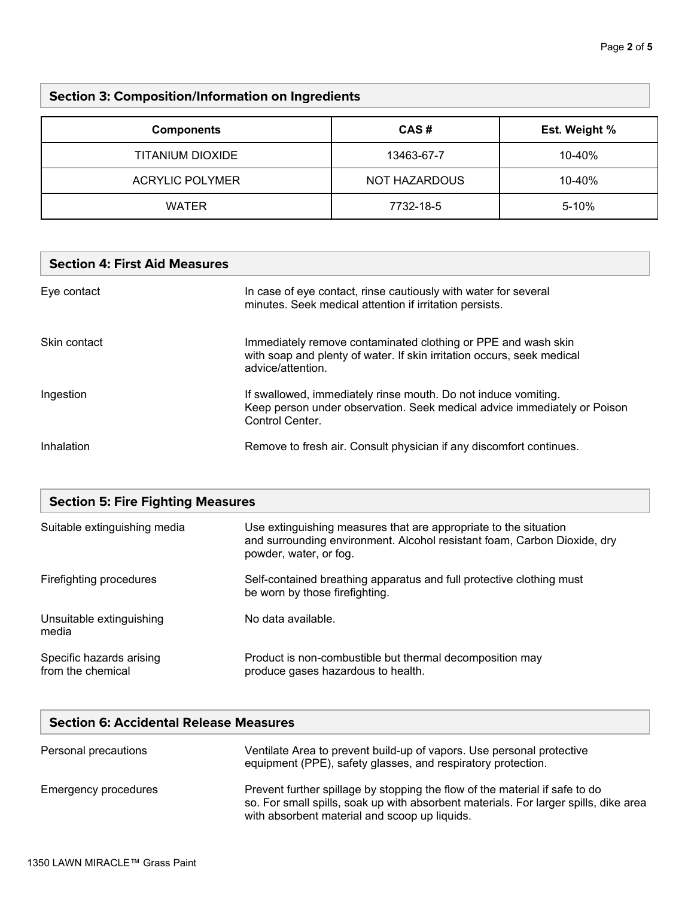## Section 3: Composition/Information on Ingredients

| Components | CAS # | Est. Weight % |
|---|---|---|
| TITANIUM DIOXIDE | 13463-67-7 | 10-40% |
| ACRYLIC POLYMER | NOT HAZARDOUS | 10-40% |
| WATER | 7732-18-5 | 5-10% |

## Section 4: First Aid Measures

| | |
|---|---|
| Eye contact | In case of eye contact, rinse cautiously with water for several minutes. Seek medical attention if irritation persists. |
| Skin contact | Immediately remove contaminated clothing or PPE and wash skin with soap and plenty of water. If skin irritation occurs, seek medical advice/attention. |
| Ingestion | If swallowed, immediately rinse mouth. Do not induce vomiting. Keep person under observation. Seek medical advice immediately or Poison Control Center. |
| Inhalation | Remove to fresh air. Consult physician if any discomfort continues. |

## Section 5: Fire Fighting Measures

| | |
|---|---|
| Suitable extinguishing media | Use extinguishing measures that are appropriate to the situation and surrounding environment. Alcohol resistant foam, Carbon Dioxide, dry powder, water, or fog. |
| Firefighting procedures | Self-contained breathing apparatus and full protective clothing must be worn by those firefighting. |
| Unsuitable extinguishing media | No data available. |
| Specific hazards arising from the chemical | Product is non-combustible but thermal decomposition may produce gases hazardous to health. |

## Section 6: Accidental Release Measures

| | |
|---|---|
| Personal precautions | Ventilate Area to prevent build-up of vapors. Use personal protective equipment (PPE), safety glasses, and respiratory protection. |
| Emergency procedures | Prevent further spillage by stopping the flow of the material if safe to do so. For small spills, soak up with absorbent materials. For larger spills, dike area with absorbent material and scoop up liquids. |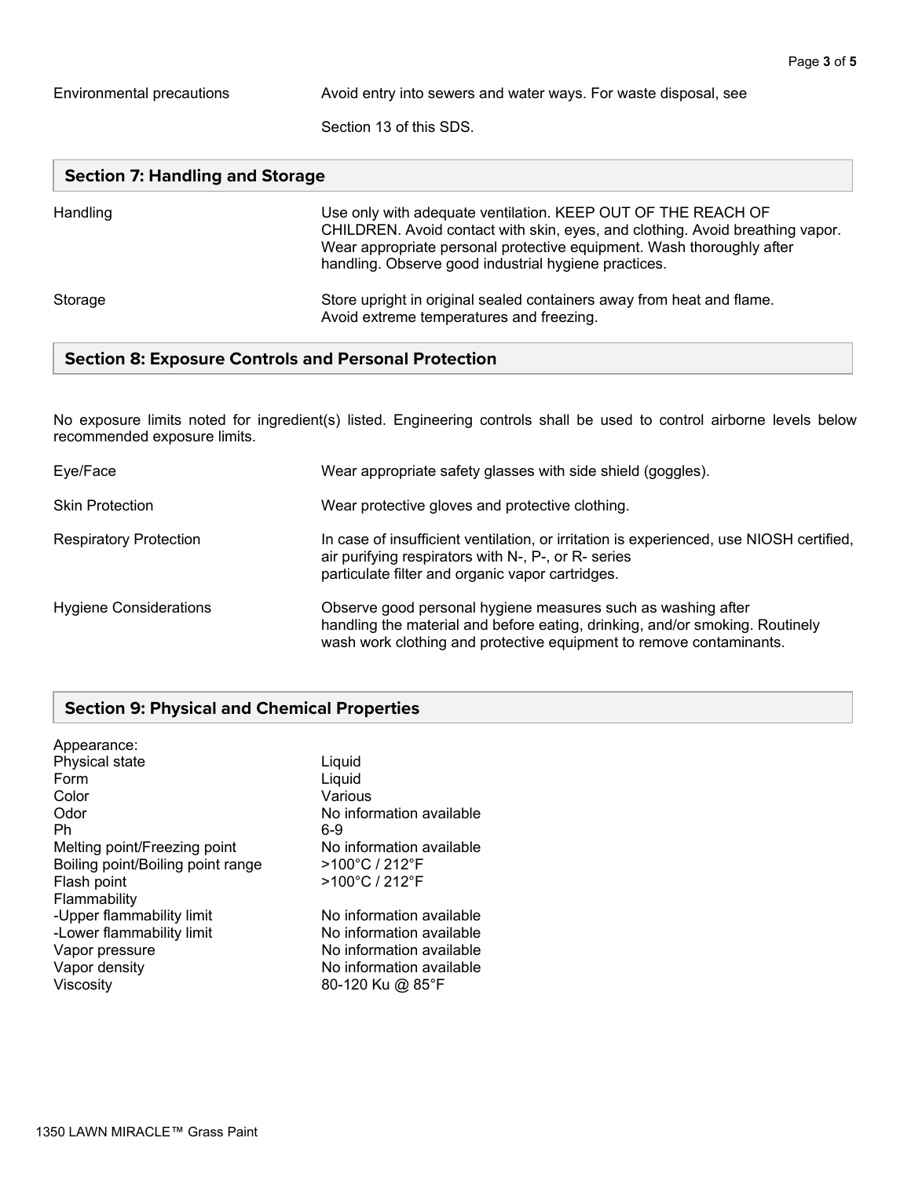| | |
|---|---|
| Environmental precautions | Avoid entry into sewers and water ways. For waste disposal, see Section 13 of this SDS. |

## Section 7: Handling and Storage

| | |
|---|---|
| Handling | Use only with adequate ventilation. KEEP OUT OF THE REACH OF CHILDREN. Avoid contact with skin, eyes, and clothing. Avoid breathing vapor. Wear appropriate personal protective equipment. Wash thoroughly after handling. Observe good industrial hygiene practices. |
| Storage | Store upright in original sealed containers away from heat and flame. Avoid extreme temperatures and freezing. |

## Section 8: Exposure Controls and Personal Protection

No exposure limits noted for ingredient(s) listed. Engineering controls shall be used to control airborne levels below recommended exposure limits.

| | |
|---|---|
| Eye/Face | Wear appropriate safety glasses with side shield (goggles). |
| Skin Protection | Wear protective gloves and protective clothing. |
| Respiratory Protection | In case of insufficient ventilation, or irritation is experienced, use NIOSH certified, air purifying respirators with N-, P-, or R- series particulate filter and organic vapor cartridges. |
| Hygiene Considerations | Observe good personal hygiene measures such as washing after handling the material and before eating, drinking, and/or smoking. Routinely wash work clothing and protective equipment to remove contaminants. |

## Section 9: Physical and Chemical Properties

| | |
|---|---|
| Appearance: | |
| Physical state | Liquid |
| Form | Liquid |
| Color | Various |
| Odor | No information available |
| Ph | 6-9 |
| Melting point/Freezing point | No information available |
| Boiling point/Boiling point range | >100°C / 212°F |
| Flash point | >100°C / 212°F |
| Flammability | |
| -Upper flammability limit | No information available |
| -Lower flammability limit | No information available |
| Vapor pressure | No information available |
| Vapor density | No information available |
| Viscosity | 80-120 Ku @ 85°F |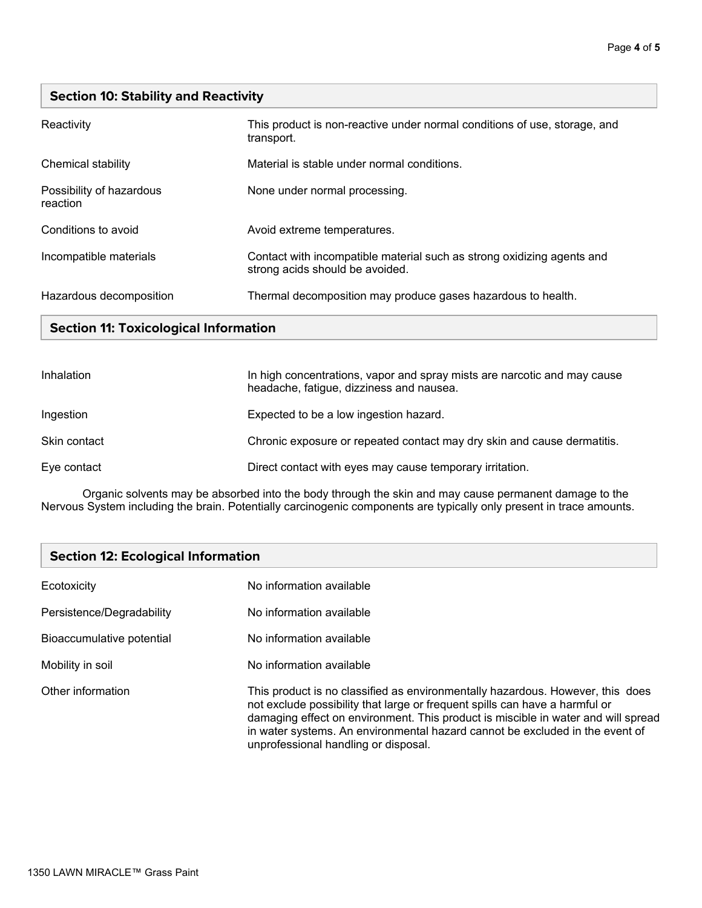## Section 10: Stability and Reactivity

| | |
|---|---|
| Reactivity | This product is non-reactive under normal conditions of use, storage, and transport. |
| Chemical stability | Material is stable under normal conditions. |
| Possibility of hazardous reaction | None under normal processing. |
| Conditions to avoid | Avoid extreme temperatures. |
| Incompatible materials | Contact with incompatible material such as strong oxidizing agents and strong acids should be avoided. |
| Hazardous decomposition | Thermal decomposition may produce gases hazardous to health. |

## Section 11: Toxicological Information

| | |
|---|---|
| Inhalation | In high concentrations, vapor and spray mists are narcotic and may cause headache, fatigue, dizziness and nausea. |
| Ingestion | Expected to be a low ingestion hazard. |
| Skin contact | Chronic exposure or repeated contact may dry skin and cause dermatitis. |
| Eye contact | Direct contact with eyes may cause temporary irritation. |

Organic solvents may be absorbed into the body through the skin and may cause permanent damage to the Nervous System including the brain. Potentially carcinogenic components are typically only present in trace amounts.

## Section 12: Ecological Information

| | |
|---|---|
| Ecotoxicity | No information available |
| Persistence/Degradability | No information available |
| Bioaccumulative potential | No information available |
| Mobility in soil | No information available |
| Other information | This product is no classified as environmentally hazardous. However, this does not exclude possibility that large or frequent spills can have a harmful or damaging effect on environment. This product is miscible in water and will spread in water systems. An environmental hazard cannot be excluded in the event of unprofessional handling or disposal. |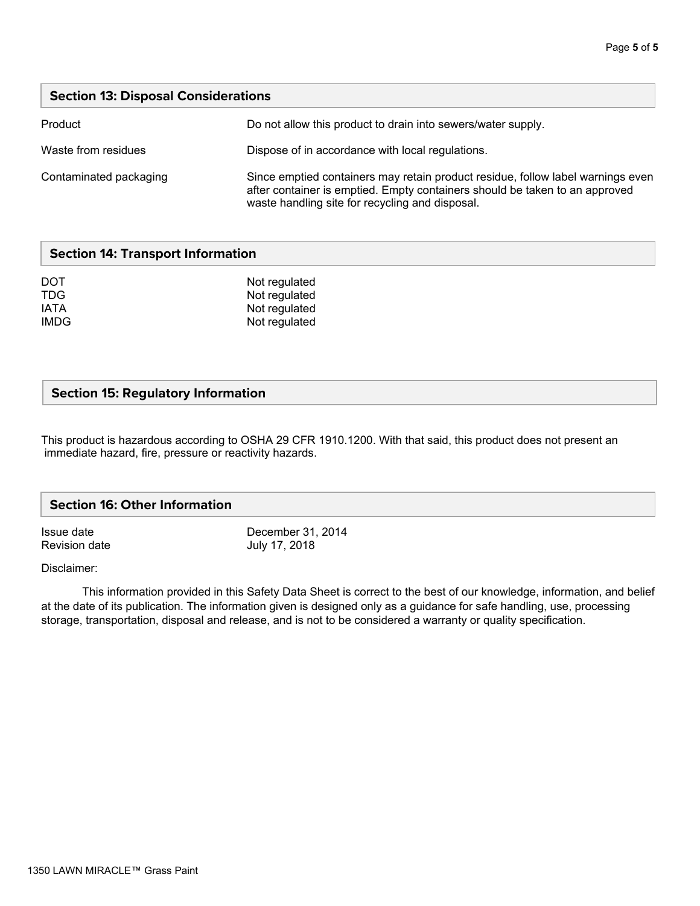## Section 13: Disposal Considerations

| | |
|---|---|
| Product | Do not allow this product to drain into sewers/water supply. |
| Waste from residues | Dispose of in accordance with local regulations. |
| Contaminated packaging | Since emptied containers may retain product residue, follow label warnings even after container is emptied. Empty containers should be taken to an approved waste handling site for recycling and disposal. |

## Section 14: Transport Information

| | |
|---|---|
| DOT | Not regulated |
| TDG | Not regulated |
| IATA | Not regulated |
| IMDG | Not regulated |

## Section 15: Regulatory Information

This product is hazardous according to OSHA 29 CFR 1910.1200. With that said, this product does not present an immediate hazard, fire, pressure or reactivity hazards.

## Section 16: Other Information

| | |
|---|---|
| Issue date | December 31, 2014 |
| Revision date | July 17, 2018 |

Disclaimer:

This information provided in this Safety Data Sheet is correct to the best of our knowledge, information, and belief at the date of its publication. The information given is designed only as a guidance for safe handling, use, processing storage, transportation, disposal and release, and is not to be considered a warranty or quality specification.